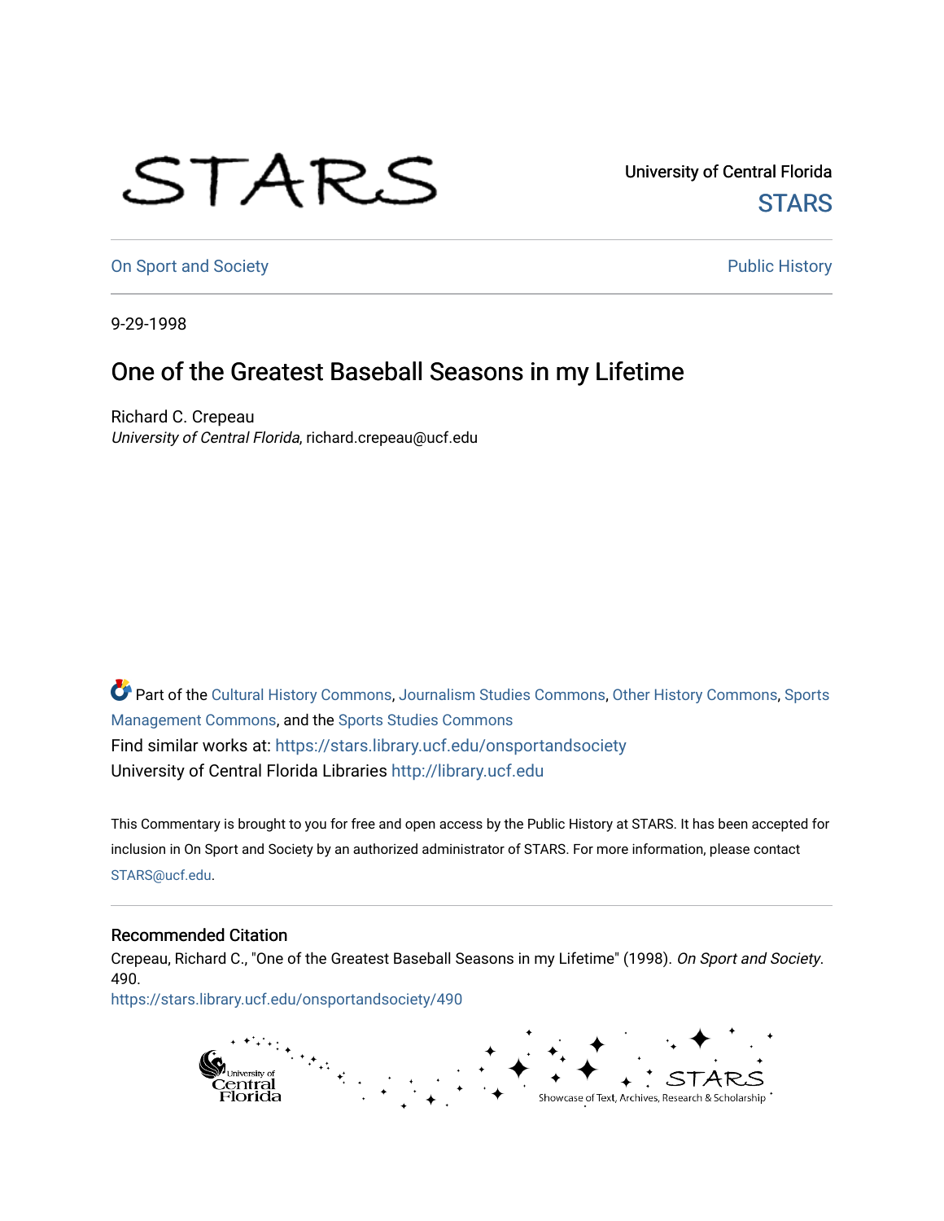STARS

University of Central Florida
STARS

On Sport and Society

Public History

9-29-1998

# One of the Greatest Baseball Seasons in my Lifetime

Richard C. Crepeau
*University of Central Florida*, richard.crepeau@ucf.edu

Part of the Cultural History Commons, Journalism Studies Commons, Other History Commons, Sports Management Commons, and the Sports Studies Commons

Find similar works at: https://stars.library.ucf.edu/onsportandsociety

University of Central Florida Libraries http://library.ucf.edu

This Commentary is brought to you for free and open access by the Public History at STARS. It has been accepted for inclusion in On Sport and Society by an authorized administrator of STARS. For more information, please contact STARS@ucf.edu.

## Recommended Citation

Crepeau, Richard C., "One of the Greatest Baseball Seasons in my Lifetime" (1998). *On Sport and Society*. 490.
https://stars.library.ucf.edu/onsportandsociety/490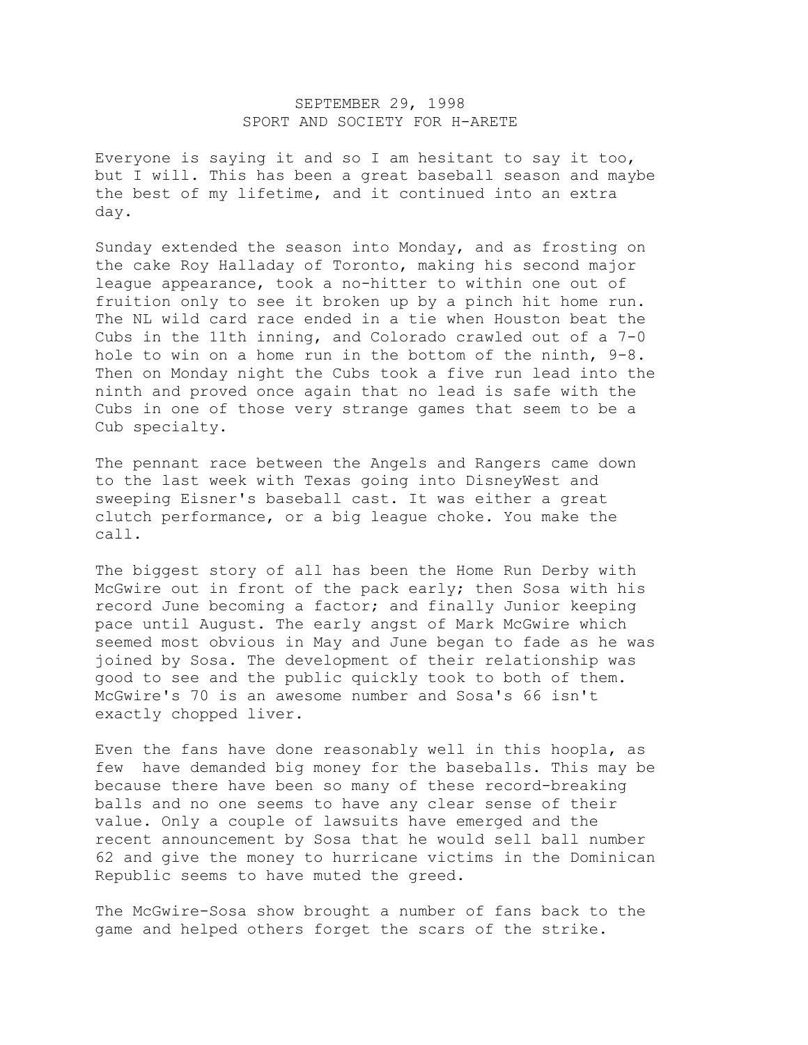SEPTEMBER 29, 1998
SPORT AND SOCIETY FOR H-ARETE

Everyone is saying it and so I am hesitant to say it too, but I will. This has been a great baseball season and maybe the best of my lifetime, and it continued into an extra day.

Sunday extended the season into Monday, and as frosting on the cake Roy Halladay of Toronto, making his second major league appearance, took a no-hitter to within one out of fruition only to see it broken up by a pinch hit home run. The NL wild card race ended in a tie when Houston beat the Cubs in the 11th inning, and Colorado crawled out of a 7-0 hole to win on a home run in the bottom of the ninth, 9-8. Then on Monday night the Cubs took a five run lead into the ninth and proved once again that no lead is safe with the Cubs in one of those very strange games that seem to be a Cub specialty.

The pennant race between the Angels and Rangers came down to the last week with Texas going into DisneyWest and sweeping Eisner's baseball cast. It was either a great clutch performance, or a big league choke. You make the call.

The biggest story of all has been the Home Run Derby with McGwire out in front of the pack early; then Sosa with his record June becoming a factor; and finally Junior keeping pace until August. The early angst of Mark McGwire which seemed most obvious in May and June began to fade as he was joined by Sosa. The development of their relationship was good to see and the public quickly took to both of them. McGwire's 70 is an awesome number and Sosa's 66 isn't exactly chopped liver.

Even the fans have done reasonably well in this hoopla, as few have demanded big money for the baseballs. This may be because there have been so many of these record-breaking balls and no one seems to have any clear sense of their value. Only a couple of lawsuits have emerged and the recent announcement by Sosa that he would sell ball number 62 and give the money to hurricane victims in the Dominican Republic seems to have muted the greed.

The McGwire-Sosa show brought a number of fans back to the game and helped others forget the scars of the strike.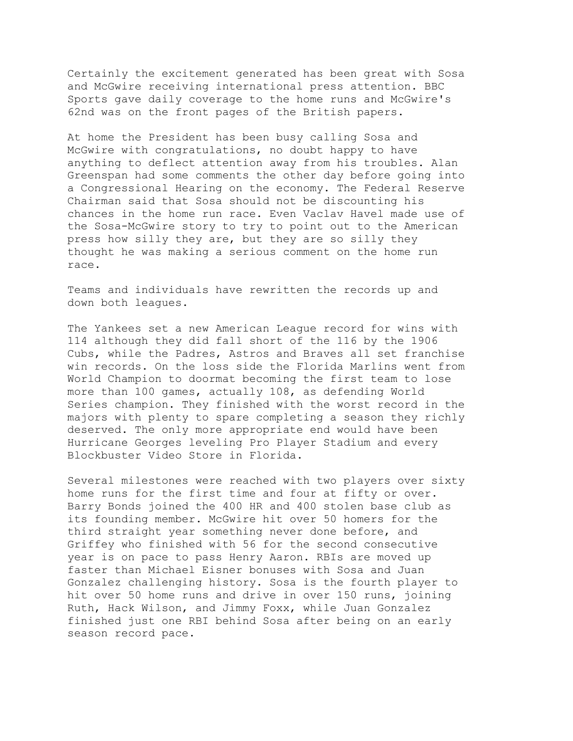Certainly the excitement generated has been great with Sosa and McGwire receiving international press attention. BBC Sports gave daily coverage to the home runs and McGwire's 62nd was on the front pages of the British papers.

At home the President has been busy calling Sosa and McGwire with congratulations, no doubt happy to have anything to deflect attention away from his troubles. Alan Greenspan had some comments the other day before going into a Congressional Hearing on the economy. The Federal Reserve Chairman said that Sosa should not be discounting his chances in the home run race. Even Vaclav Havel made use of the Sosa-McGwire story to try to point out to the American press how silly they are, but they are so silly they thought he was making a serious comment on the home run race.

Teams and individuals have rewritten the records up and down both leagues.

The Yankees set a new American League record for wins with 114 although they did fall short of the 116 by the 1906 Cubs, while the Padres, Astros and Braves all set franchise win records. On the loss side the Florida Marlins went from World Champion to doormat becoming the first team to lose more than 100 games, actually 108, as defending World Series champion. They finished with the worst record in the majors with plenty to spare completing a season they richly deserved. The only more appropriate end would have been Hurricane Georges leveling Pro Player Stadium and every Blockbuster Video Store in Florida.

Several milestones were reached with two players over sixty home runs for the first time and four at fifty or over. Barry Bonds joined the 400 HR and 400 stolen base club as its founding member. McGwire hit over 50 homers for the third straight year something never done before, and Griffey who finished with 56 for the second consecutive year is on pace to pass Henry Aaron. RBIs are moved up faster than Michael Eisner bonuses with Sosa and Juan Gonzalez challenging history. Sosa is the fourth player to hit over 50 home runs and drive in over 150 runs, joining Ruth, Hack Wilson, and Jimmy Foxx, while Juan Gonzalez finished just one RBI behind Sosa after being on an early season record pace.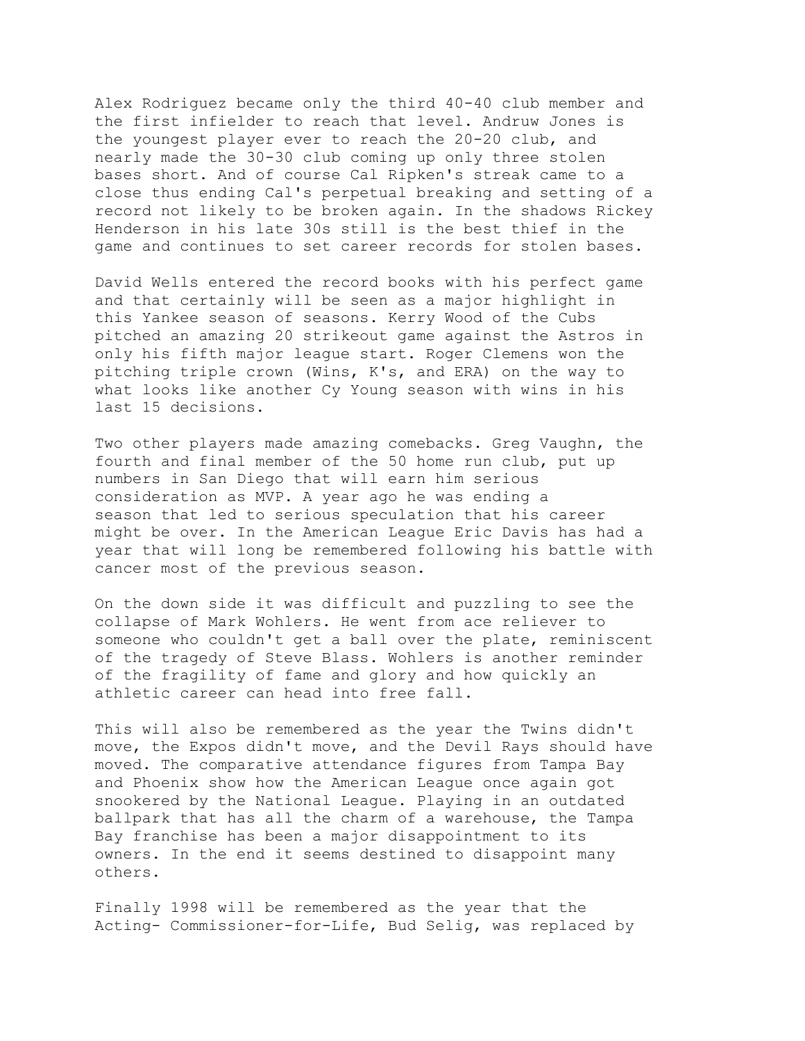Alex Rodriguez became only the third 40-40 club member and the first infielder to reach that level. Andruw Jones is the youngest player ever to reach the 20-20 club, and nearly made the 30-30 club coming up only three stolen bases short. And of course Cal Ripken's streak came to a close thus ending Cal's perpetual breaking and setting of a record not likely to be broken again. In the shadows Rickey Henderson in his late 30s still is the best thief in the game and continues to set career records for stolen bases.

David Wells entered the record books with his perfect game and that certainly will be seen as a major highlight in this Yankee season of seasons. Kerry Wood of the Cubs pitched an amazing 20 strikeout game against the Astros in only his fifth major league start. Roger Clemens won the pitching triple crown (Wins, K's, and ERA) on the way to what looks like another Cy Young season with wins in his last 15 decisions.

Two other players made amazing comebacks. Greg Vaughn, the fourth and final member of the 50 home run club, put up numbers in San Diego that will earn him serious consideration as MVP. A year ago he was ending a season that led to serious speculation that his career might be over. In the American League Eric Davis has had a year that will long be remembered following his battle with cancer most of the previous season.

On the down side it was difficult and puzzling to see the collapse of Mark Wohlers. He went from ace reliever to someone who couldn't get a ball over the plate, reminiscent of the tragedy of Steve Blass. Wohlers is another reminder of the fragility of fame and glory and how quickly an athletic career can head into free fall.

This will also be remembered as the year the Twins didn't move, the Expos didn't move, and the Devil Rays should have moved. The comparative attendance figures from Tampa Bay and Phoenix show how the American League once again got snookered by the National League. Playing in an outdated ballpark that has all the charm of a warehouse, the Tampa Bay franchise has been a major disappointment to its owners. In the end it seems destined to disappoint many others.

Finally 1998 will be remembered as the year that the Acting- Commissioner-for-Life, Bud Selig, was replaced by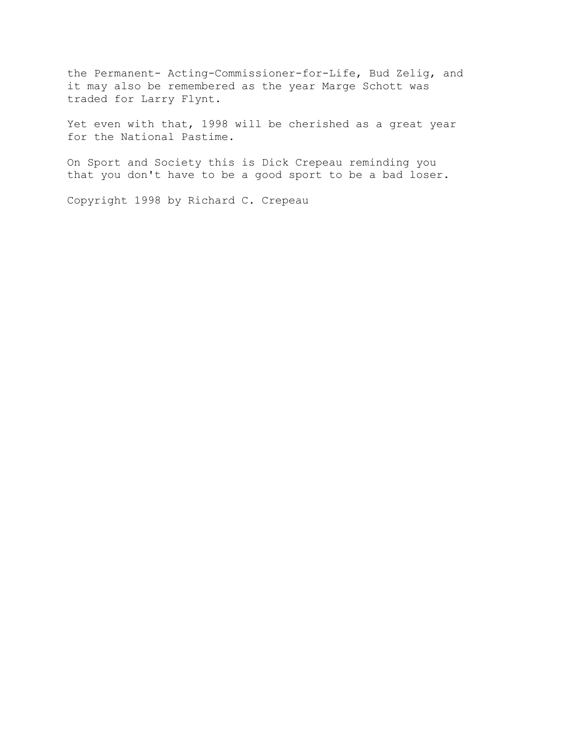the Permanent- Acting-Commissioner-for-Life, Bud Zelig, and it may also be remembered as the year Marge Schott was traded for Larry Flynt.

Yet even with that, 1998 will be cherished as a great year for the National Pastime.

On Sport and Society this is Dick Crepeau reminding you that you don't have to be a good sport to be a bad loser.

Copyright 1998 by Richard C. Crepeau